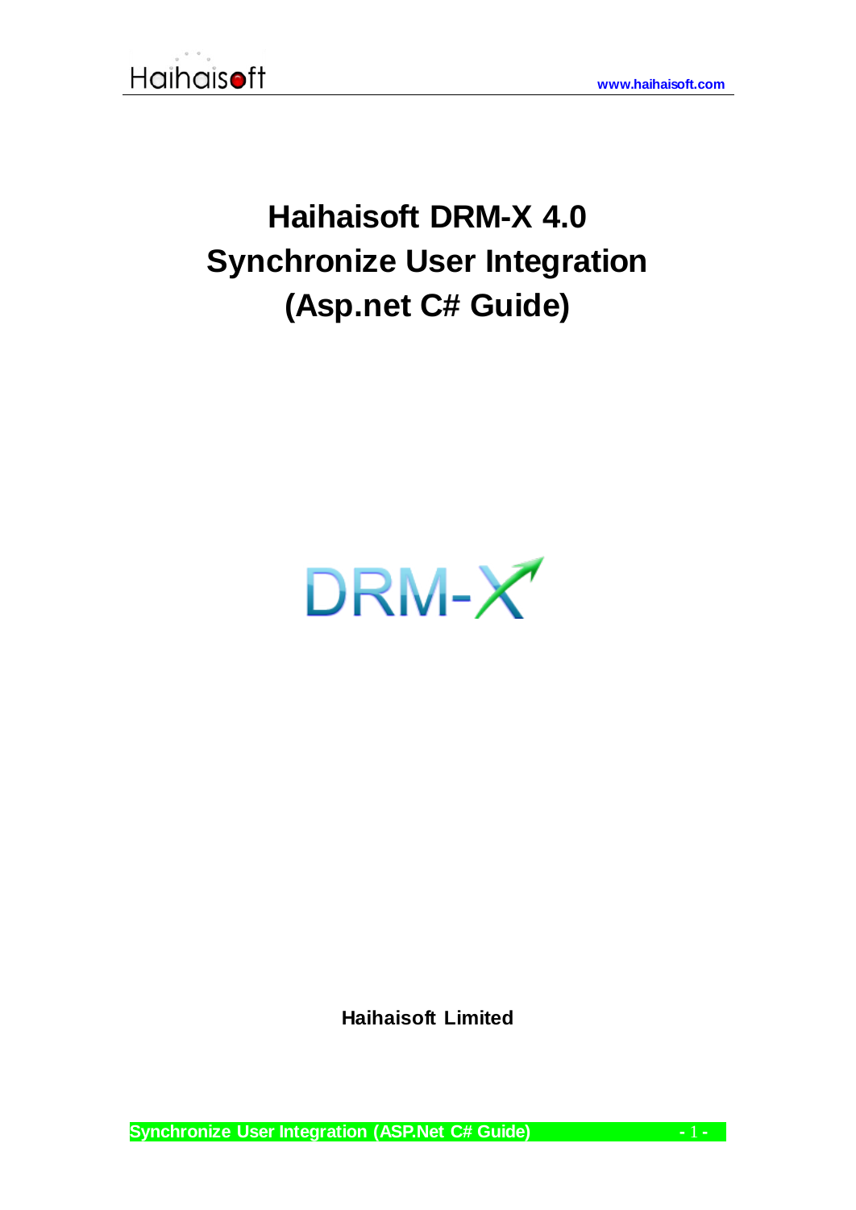# Haihaisoft DRM-X 4.0 Synchronize User Integration (Asp.net C# Guide)

**Haihaisoft Limited**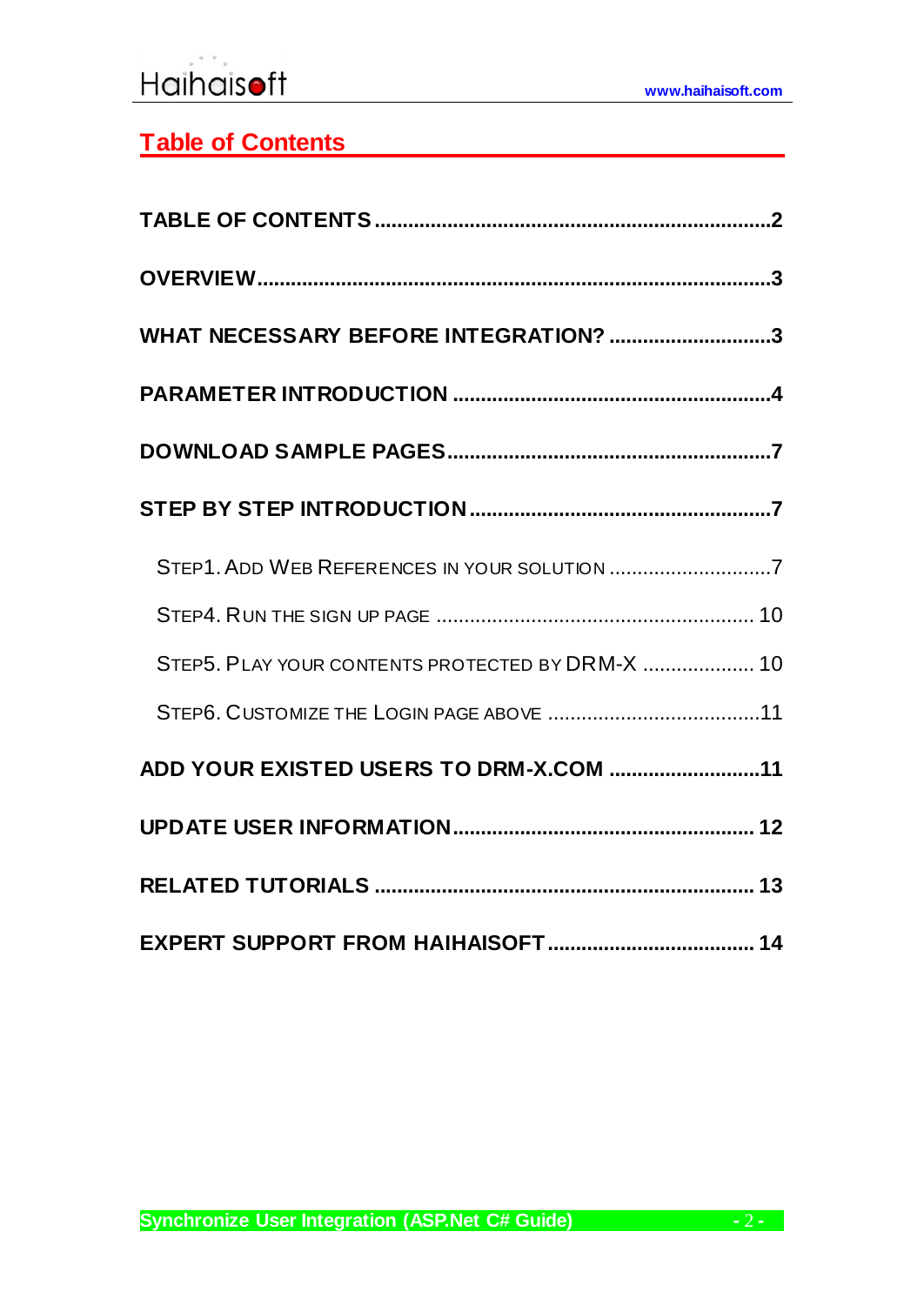## Table of Contents

TABLE OF CONTENTS ........................................................................2

OVERVIEW ........................................................................................3

WHAT NECESSARY BEFORE INTEGRATION? ...............................3

PARAMETER INTRODUCTION .........................................................4

DOWNLOAD SAMPLE PAGES ..........................................................7

STEP BY STEP INTRODUCTION ......................................................7

- STEP1. ADD WEB REFERENCES IN YOUR SOLUTION .............................7
- STEP4. RUN THE SIGN UP PAGE ........................................................ 10
- STEP5. PLAY YOUR CONTENTS PROTECTED BY DRM-X .................... 10
- STEP6. CUSTOMIZE THE LOGIN PAGE ABOVE ......................................11

ADD YOUR EXISTED USERS TO DRM-X.COM ...........................11

UPDATE USER INFORMATION ..................................................... 12

RELATED TUTORIALS ................................................................... 13

EXPERT SUPPORT FROM HAIHAISOFT ..................................... 14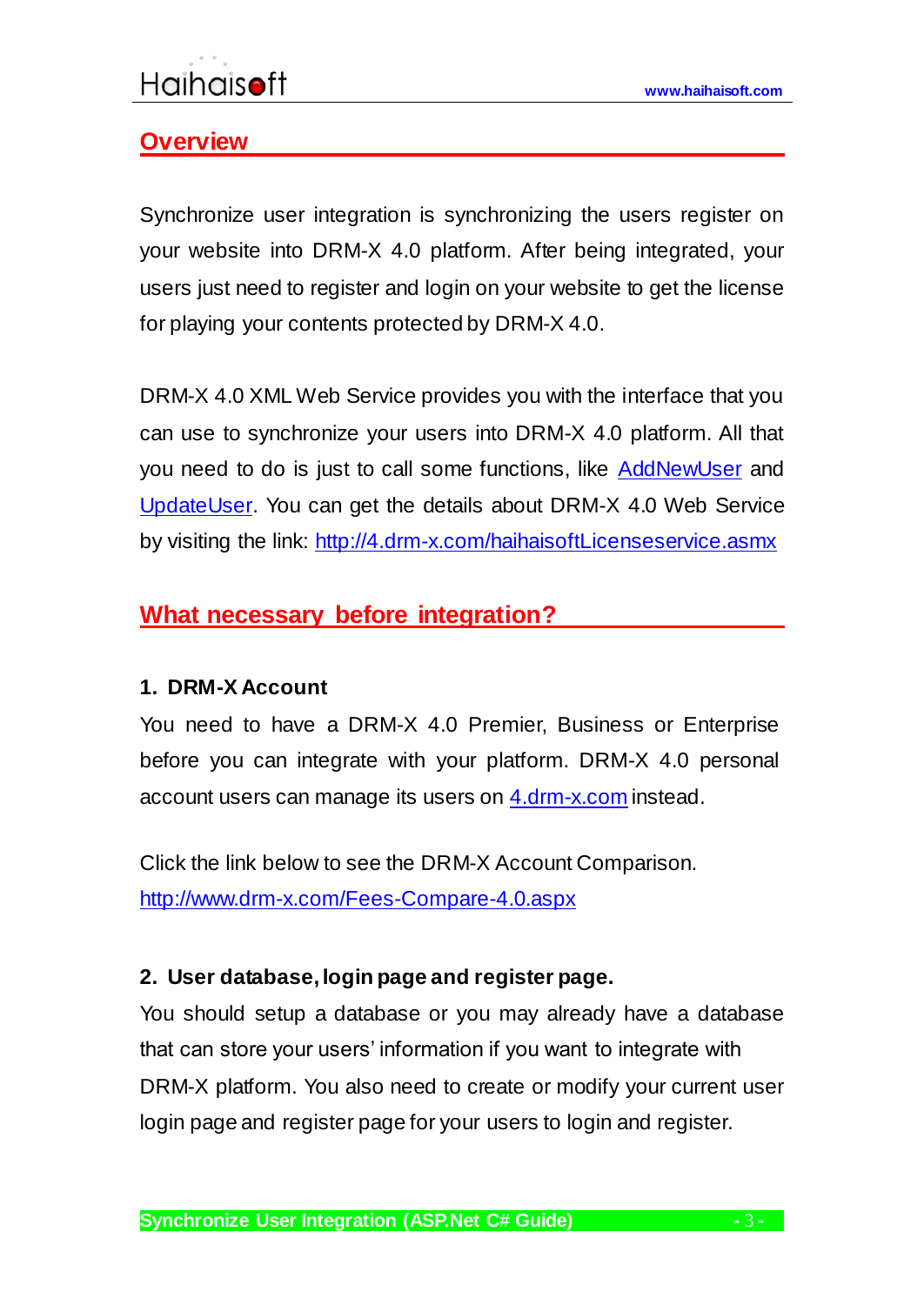## Overview

Synchronize user integration is synchronizing the users register on your website into DRM-X 4.0 platform. After being integrated, your users just need to register and login on your website to get the license for playing your contents protected by DRM-X 4.0.

DRM-X 4.0 XML Web Service provides you with the interface that you can use to synchronize your users into DRM-X 4.0 platform. All that you need to do is just to call some functions, like AddNewUser and UpdateUser. You can get the details about DRM-X 4.0 Web Service by visiting the link: http://4.drm-x.com/haihaisoftLicenseservice.asmx

## What necessary before integration?

### 1. DRM-X Account

You need to have a DRM-X 4.0 Premier, Business or Enterprise before you can integrate with your platform. DRM-X 4.0 personal account users can manage its users on 4.drm-x.com instead.

Click the link below to see the DRM-X Account Comparison.
http://www.drm-x.com/Fees-Compare-4.0.aspx

### 2. User database, login page and register page.

You should setup a database or you may already have a database that can store your users' information if you want to integrate with DRM-X platform. You also need to create or modify your current user login page and register page for your users to login and register.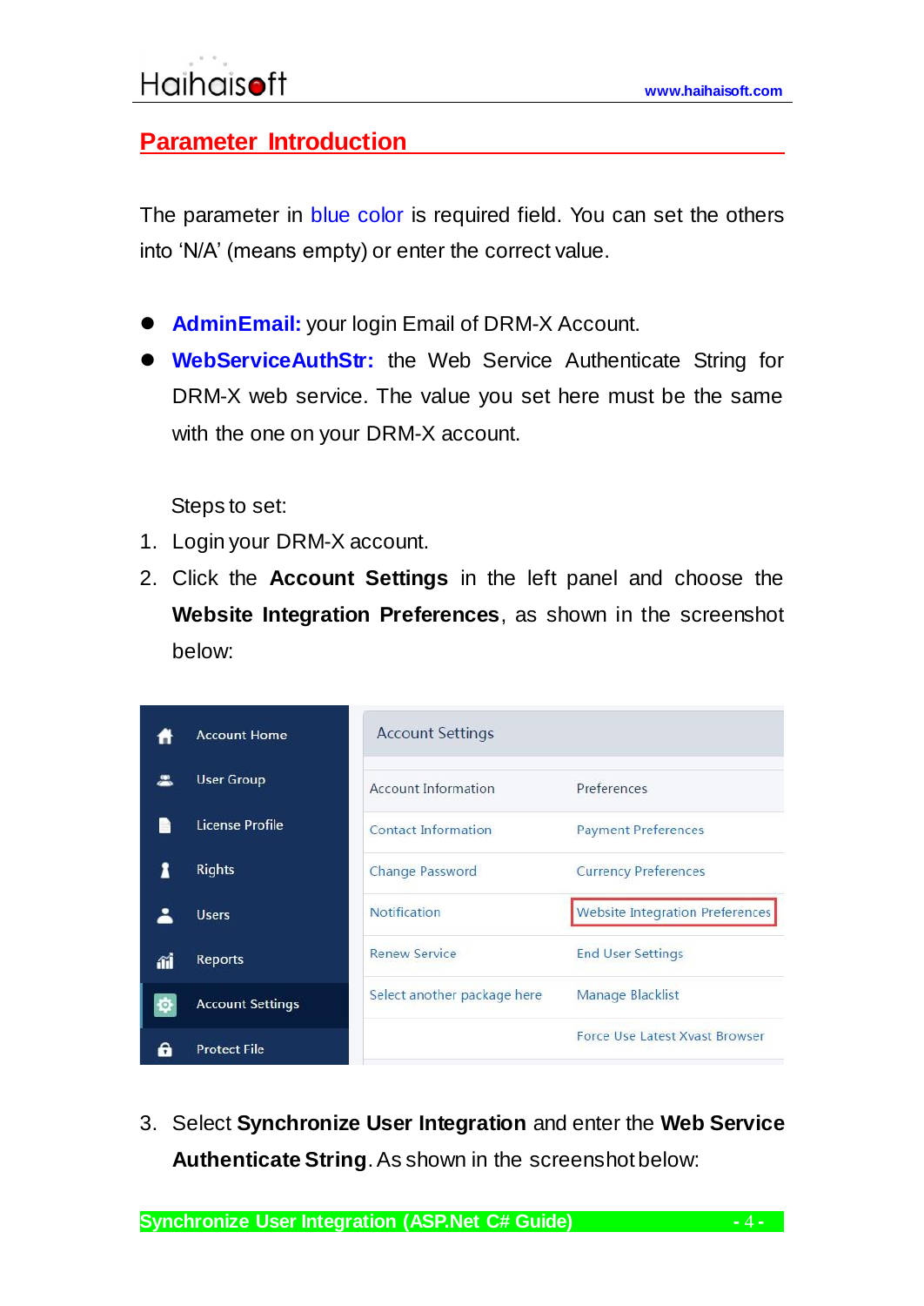## Parameter Introduction

The parameter in blue color is required field. You can set the others into 'N/A' (means empty) or enter the correct value.

- **AdminEmail:** your login Email of DRM-X Account.
- **WebServiceAuthStr:** the Web Service Authenticate String for DRM-X web service. The value you set here must be the same with the one on your DRM-X account.

  Steps to set:

1. Login your DRM-X account.
2. Click the **Account Settings** in the left panel and choose the **Website Integration Preferences**, as shown in the screenshot below:

3. Select **Synchronize User Integration** and enter the **Web Service Authenticate String**. As shown in the screenshot below: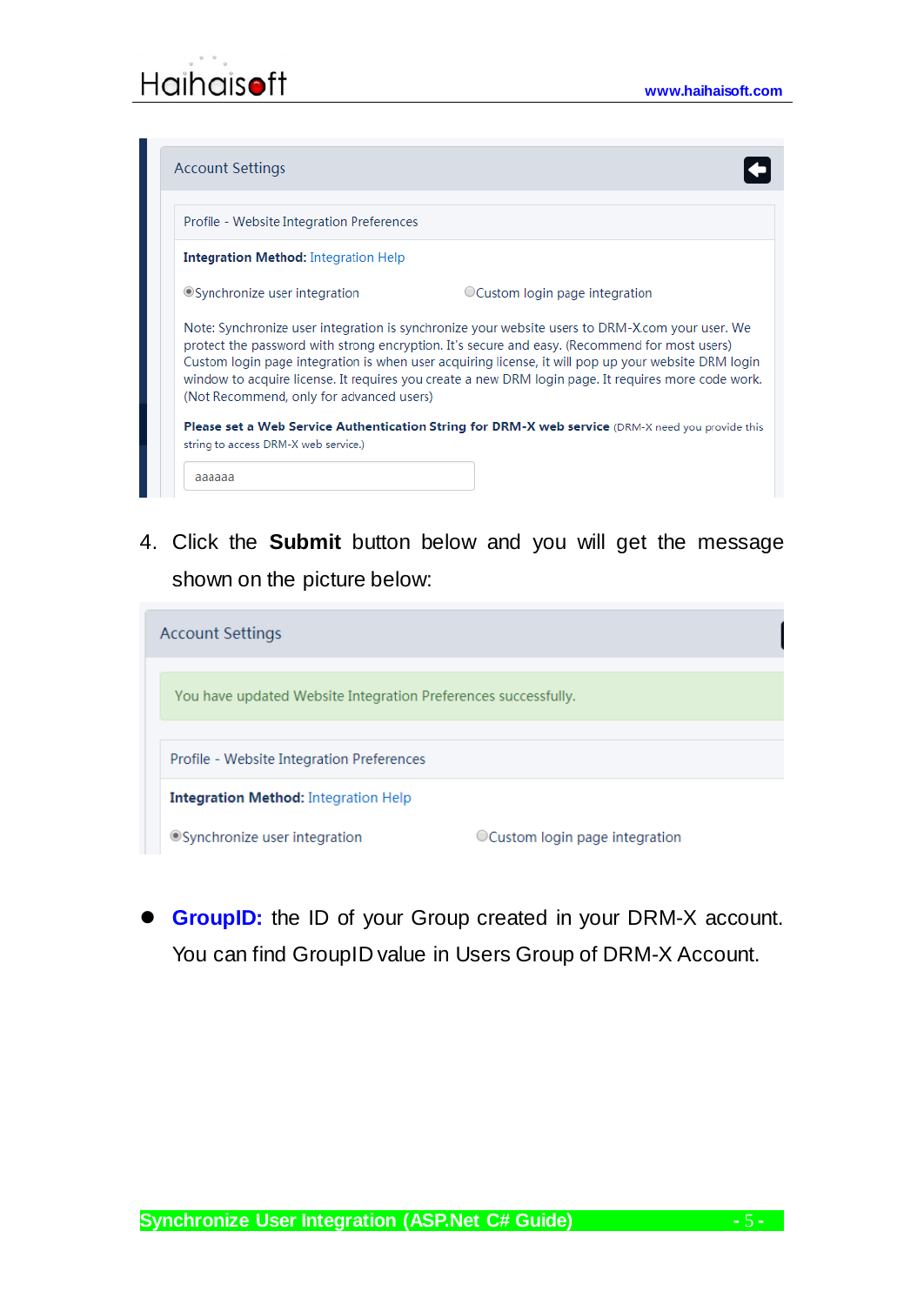Account Settings

Profile - Website Integration Preferences

**Integration Method:** Integration Help

◉Synchronize user integration ◯Custom login page integration

Note: Synchronize user integration is synchronize your website users to DRM-X.com your user. We protect the password with strong encryption. It's secure and easy. (Recommend for most users) Custom login page integration is when user acquiring license, it will pop up your website DRM login window to acquire license. It requires you create a new DRM login page. It requires more code work. (Not Recommend, only for advanced users)

**Please set a Web Service Authentication String for DRM-X web service** (DRM-X need you provide this string to access DRM-X web service.)

aaaaaa

4. Click the **Submit** button below and you will get the message shown on the picture below:

Account Settings

You have updated Website Integration Preferences successfully.

Profile - Website Integration Preferences

**Integration Method:** Integration Help

◉Synchronize user integration ◯Custom login page integration

- **GroupID:** the ID of your Group created in your DRM-X account. You can find GroupID value in Users Group of DRM-X Account.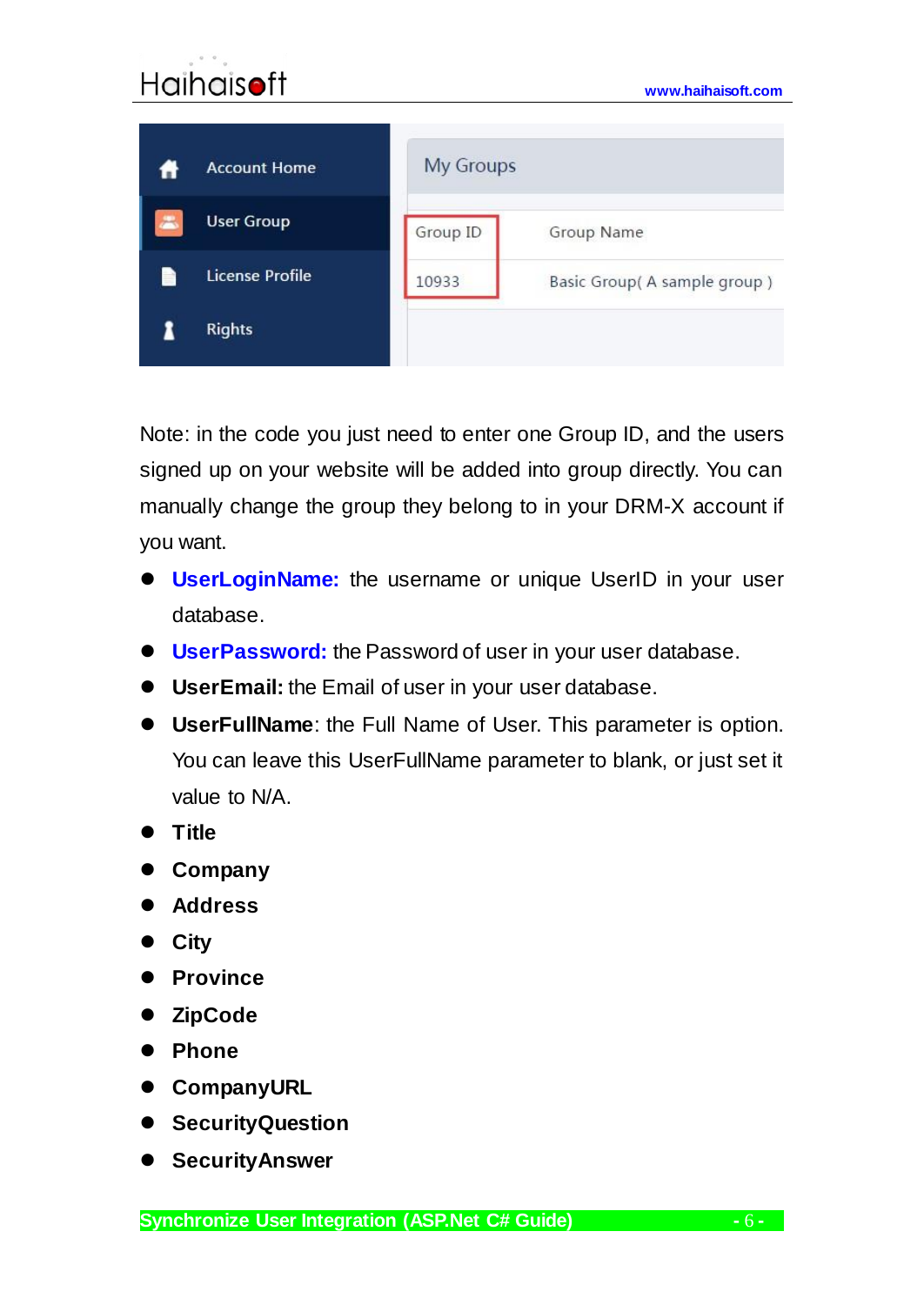| Group ID | Group Name |
| --- | --- |
| 10933 | Basic Group( A sample group ) |

Note: in the code you just need to enter one Group ID, and the users signed up on your website will be added into group directly. You can manually change the group they belong to in your DRM-X account if you want.

- **UserLoginName:** the username or unique UserID in your user database.
- **UserPassword:** the Password of user in your user database.
- **UserEmail:** the Email of user in your user database.
- **UserFullName**: the Full Name of User. This parameter is option. You can leave this UserFullName parameter to blank, or just set it value to N/A.
- **Title**
- **Company**
- **Address**
- **City**
- **Province**
- **ZipCode**
- **Phone**
- **CompanyURL**
- **SecurityQuestion**
- **SecurityAnswer**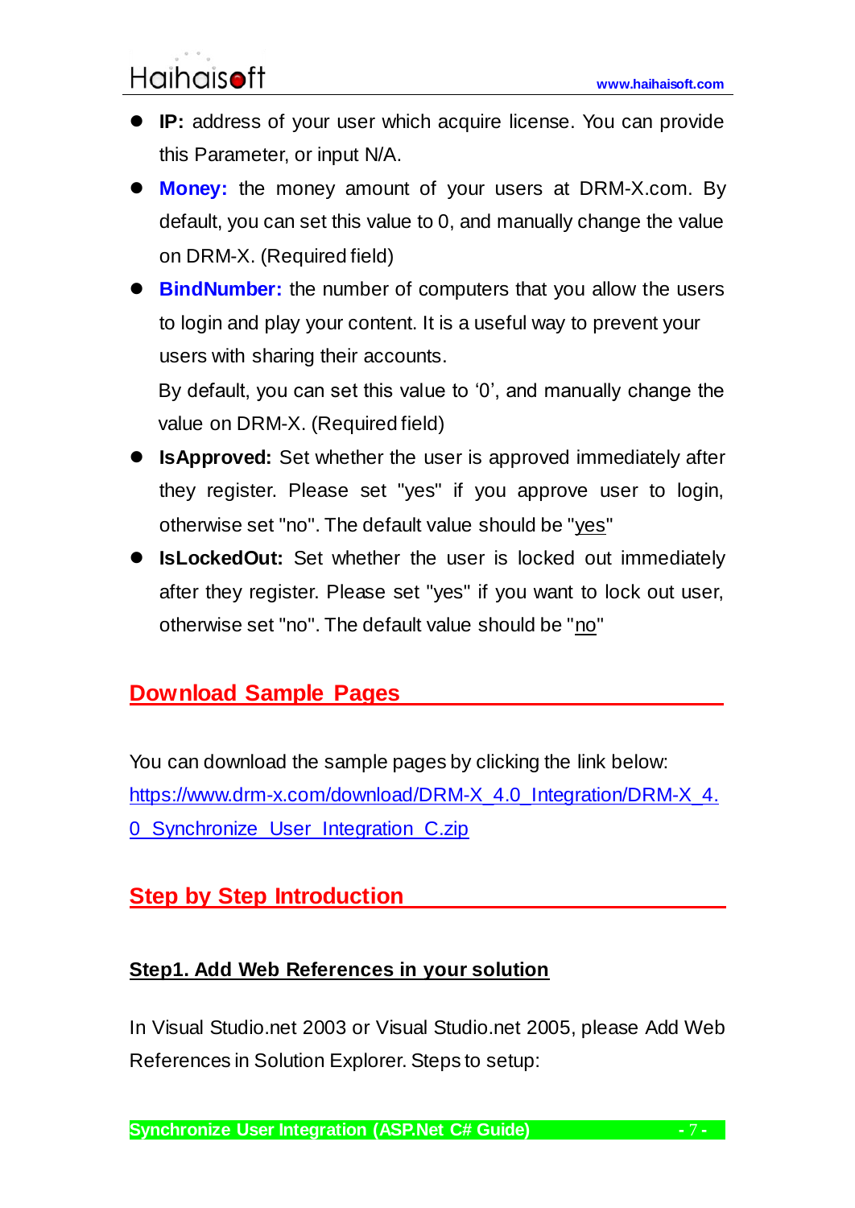- **IP:** address of your user which acquire license. You can provide this Parameter, or input N/A.
- **Money:** the money amount of your users at DRM-X.com. By default, you can set this value to 0, and manually change the value on DRM-X. (Required field)
- **BindNumber:** the number of computers that you allow the users to login and play your content. It is a useful way to prevent your users with sharing their accounts.

  By default, you can set this value to '0', and manually change the value on DRM-X. (Required field)
- **IsApproved:** Set whether the user is approved immediately after they register. Please set "yes" if you approve user to login, otherwise set "no". The default value should be "yes"
- **IsLockedOut:** Set whether the user is locked out immediately after they register. Please set "yes" if you want to lock out user, otherwise set "no". The default value should be "no"

## Download Sample Pages

You can download the sample pages by clicking the link below:
https://www.drm-x.com/download/DRM-X_4.0_Integration/DRM-X_4.0_Synchronize_User_Integration_C.zip

## Step by Step Introduction

### Step1. Add Web References in your solution

In Visual Studio.net 2003 or Visual Studio.net 2005, please Add Web References in Solution Explorer. Steps to setup: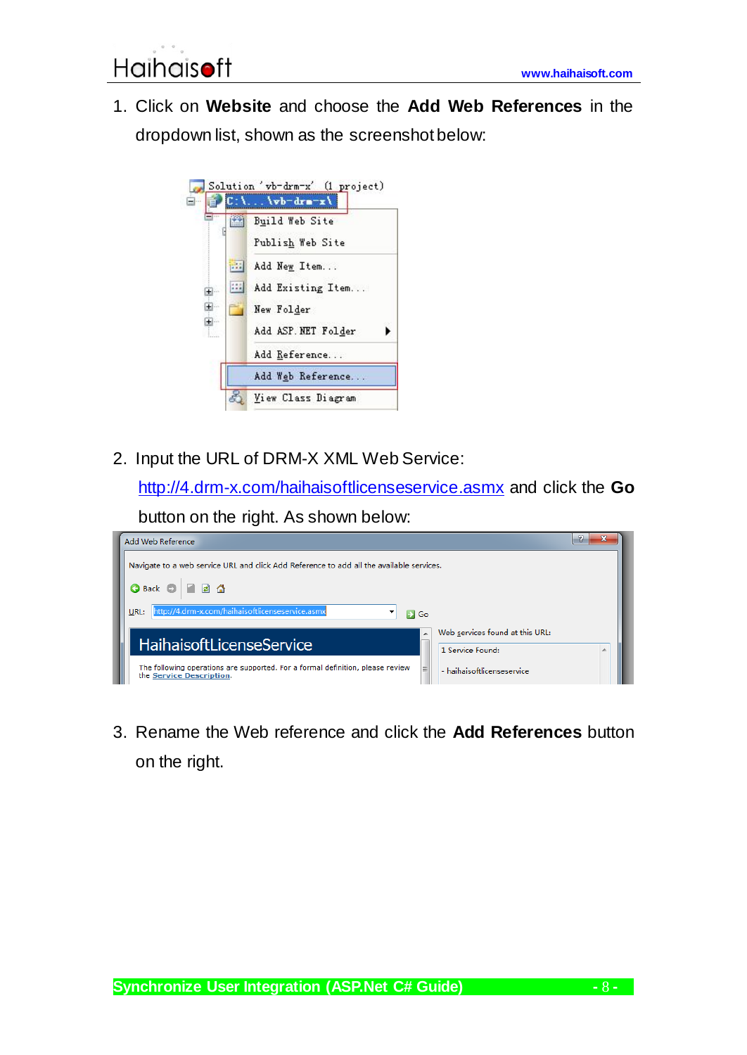1. Click on **Website** and choose the **Add Web References** in the dropdown list, shown as the screenshot below:

2. Input the URL of DRM-X XML Web Service: http://4.drm-x.com/haihaisoftlicenseservice.asmx and click the **Go** button on the right. As shown below:

3. Rename the Web reference and click the **Add References** button on the right.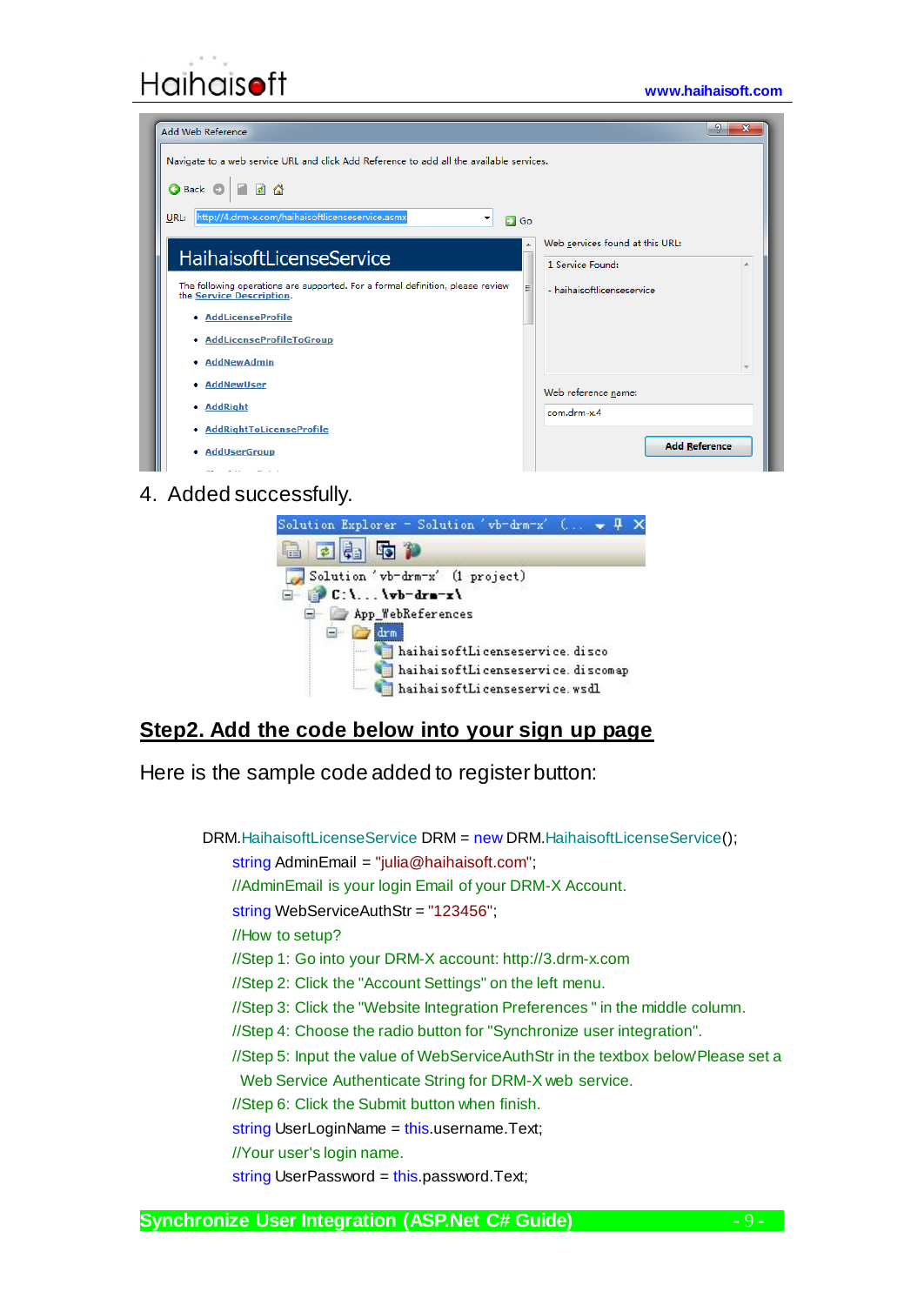4. Added successfully.

## Step2. Add the code below into your sign up page

Here is the sample code added to register button:

```
DRM.HaihaisoftLicenseService DRM = new DRM.HaihaisoftLicenseService();
    string AdminEmail = "julia@haihaisoft.com";
    //AdminEmail is your login Email of your DRM-X Account.
    string WebServiceAuthStr = "123456";
    //How to setup?
    //Step 1: Go into your DRM-X account: http://3.drm-x.com
    //Step 2: Click the "Account Settings" on the left menu.
    //Step 3: Click the "Website Integration Preferences " in the middle column.
    //Step 4: Choose the radio button for "Synchronize user integration".
    //Step 5: Input the value of WebServiceAuthStr in the textbox belowPlease set a
      Web Service Authenticate String for DRM-X web service.
    //Step 6: Click the Submit button when finish.
    string UserLoginName = this.username.Text;
    //Your user's login name.
    string UserPassword = this.password.Text;
```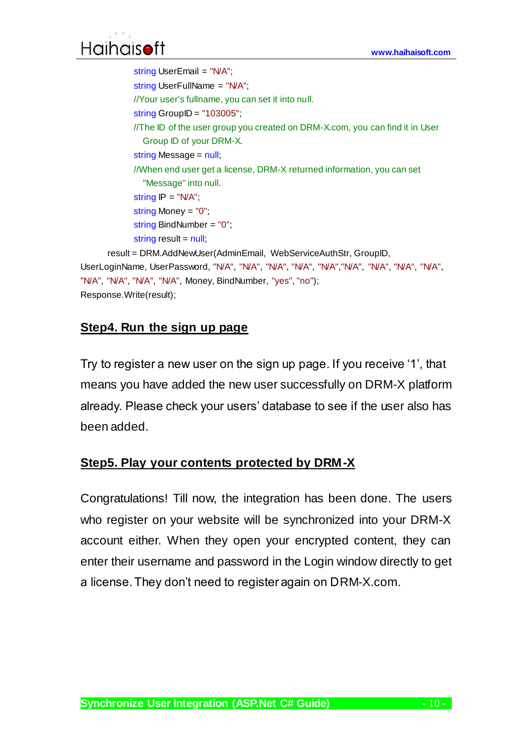```
string UserEmail = "N/A";
string UserFullName = "N/A";
//Your user's fullname, you can set it into null.
string GroupID = "103005";
//The ID of the user group you created on DRM-X.com, you can find it in User
  Group ID of your DRM-X.
string Message = null;
//When end user get a license, DRM-X returned information, you can set
  "Message" into null.
string IP = "N/A";
string Money = "0";
string BindNumber = "0";
string result = null;
    result = DRM.AddNewUser(AdminEmail, WebServiceAuthStr, GroupID,
UserLoginName, UserPassword, "N/A", "N/A", "N/A", "N/A", "N/A","N/A", "N/A", "N/A", "N/A",
"N/A", "N/A", "N/A", "N/A", Money, BindNumber, "yes", "no");
Response.Write(result);
```

## Step4. Run the sign up page

Try to register a new user on the sign up page. If you receive '1', that means you have added the new user successfully on DRM-X platform already. Please check your users' database to see if the user also has been added.

## Step5. Play your contents protected by DRM-X

Congratulations! Till now, the integration has been done. The users who register on your website will be synchronized into your DRM-X account either. When they open your encrypted content, they can enter their username and password in the Login window directly to get a license. They don't need to register again on DRM-X.com.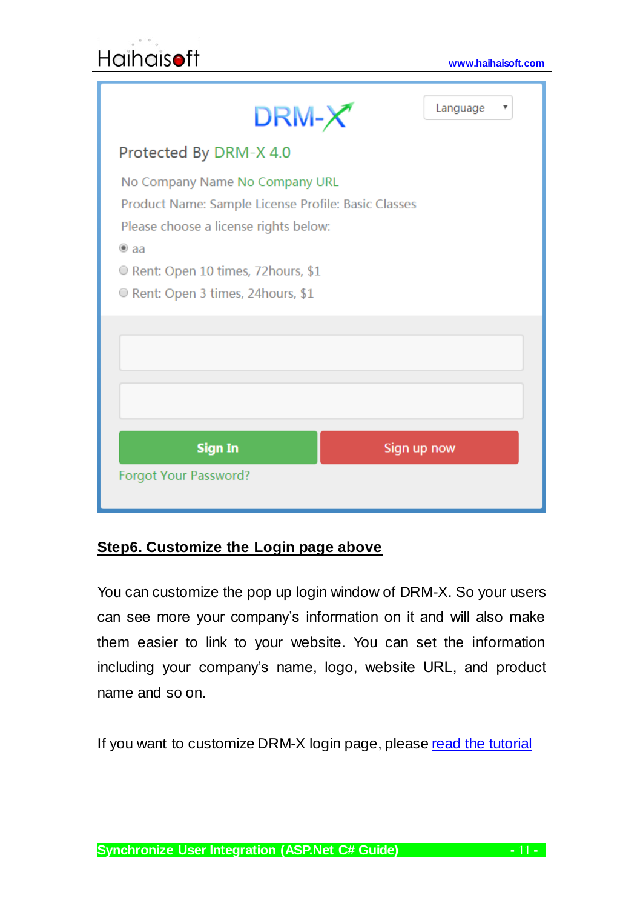DRM-X

Language

Protected By DRM-X 4.0

No Company Name No Company URL

Product Name: Sample License Profile: Basic Classes

Please choose a license rights below:

- aa
- Rent: Open 10 times, 72hours, $1
- Rent: Open 3 times, 24hours, $1

Sign In | Sign up now

Forgot Your Password?

## Step6. Customize the Login page above

You can customize the pop up login window of DRM-X. So your users can see more your company's information on it and will also make them easier to link to your website. You can set the information including your company's name, logo, website URL, and product name and so on.

If you want to customize DRM-X login page, please read the tutorial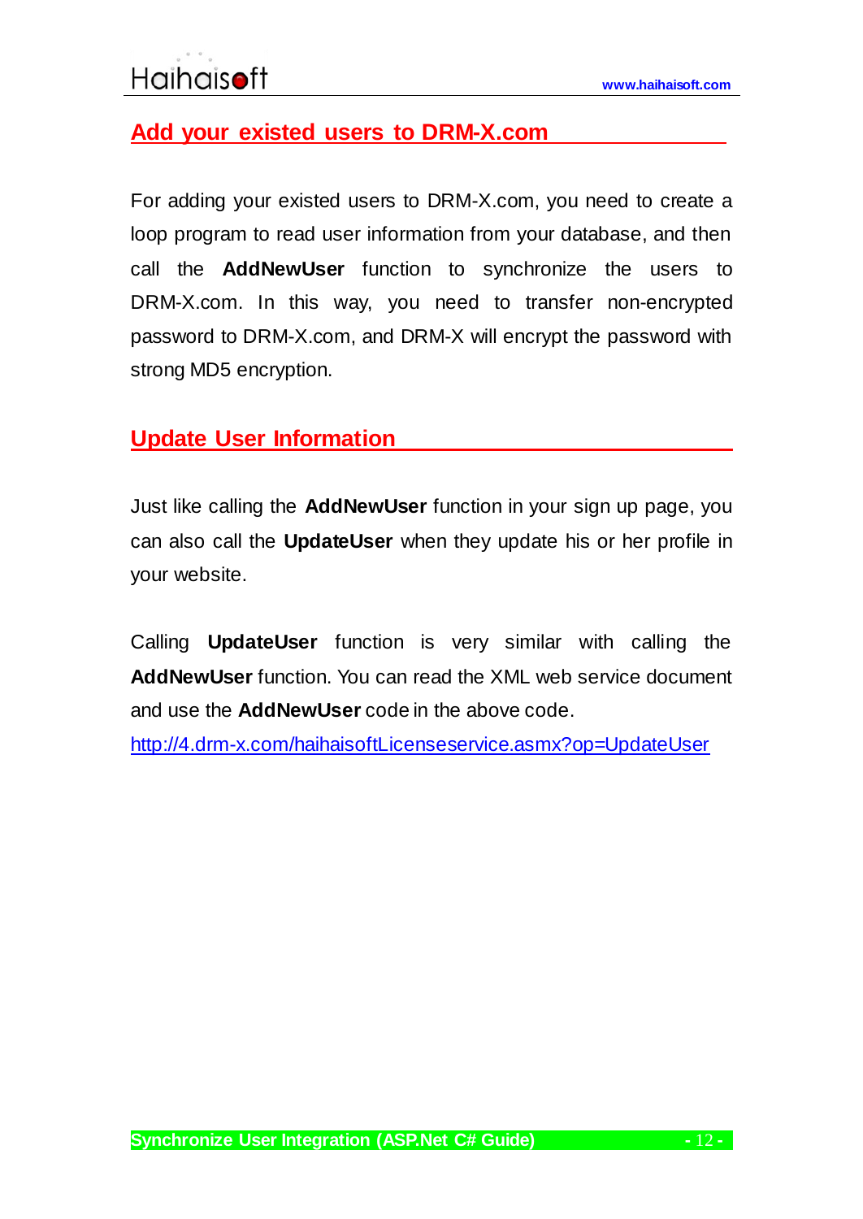## Add your existed users to DRM-X.com

For adding your existed users to DRM-X.com, you need to create a loop program to read user information from your database, and then call the **AddNewUser** function to synchronize the users to DRM-X.com. In this way, you need to transfer non-encrypted password to DRM-X.com, and DRM-X will encrypt the password with strong MD5 encryption.

## Update User Information

Just like calling the **AddNewUser** function in your sign up page, you can also call the **UpdateUser** when they update his or her profile in your website.

Calling **UpdateUser** function is very similar with calling the **AddNewUser** function. You can read the XML web service document and use the **AddNewUser** code in the above code.
http://4.drm-x.com/haihaisoftLicenseservice.asmx?op=UpdateUser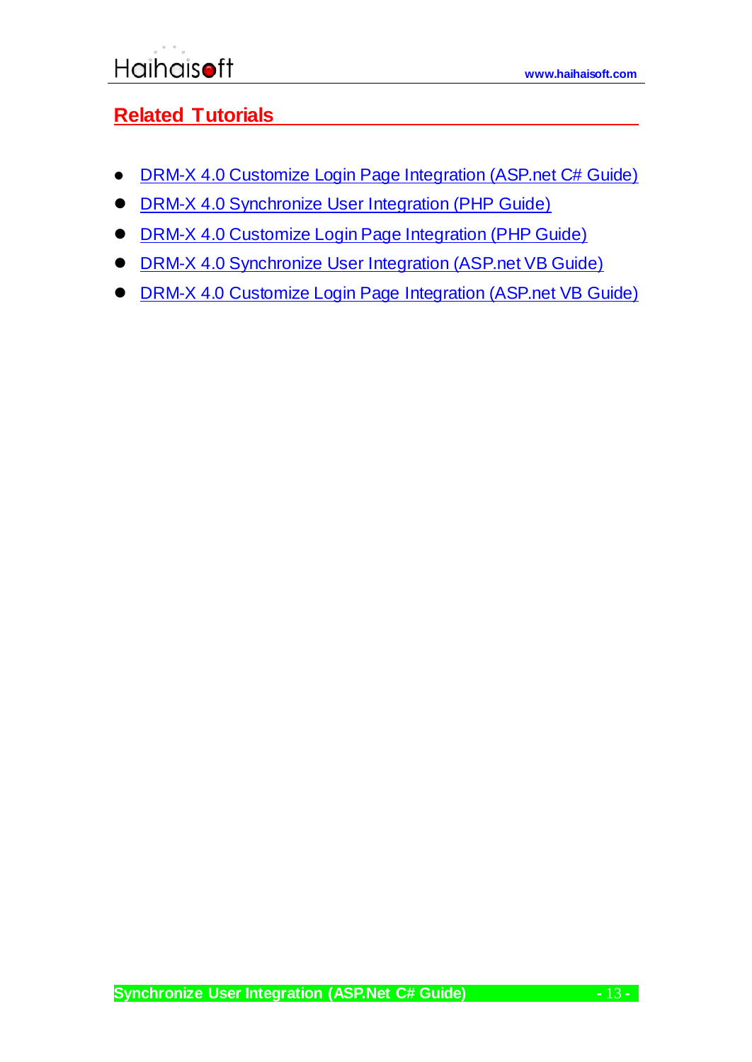## Related Tutorials

- DRM-X 4.0 Customize Login Page Integration (ASP.net C# Guide)
- DRM-X 4.0 Synchronize User Integration (PHP Guide)
- DRM-X 4.0 Customize Login Page Integration (PHP Guide)
- DRM-X 4.0 Synchronize User Integration (ASP.net VB Guide)
- DRM-X 4.0 Customize Login Page Integration (ASP.net VB Guide)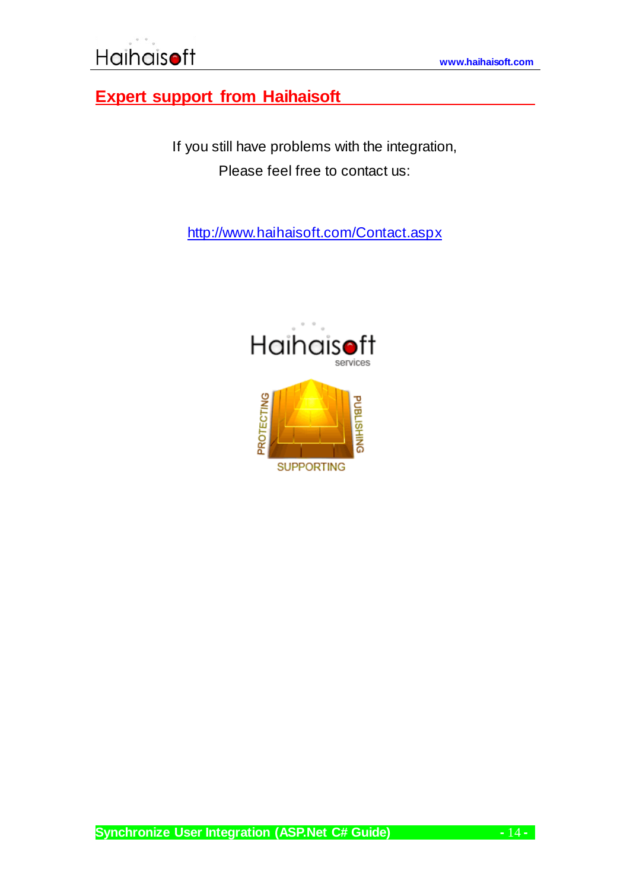## Expert support from Haihaisoft

If you still have problems with the integration,

Please feel free to contact us:

http://www.haihaisoft.com/Contact.aspx